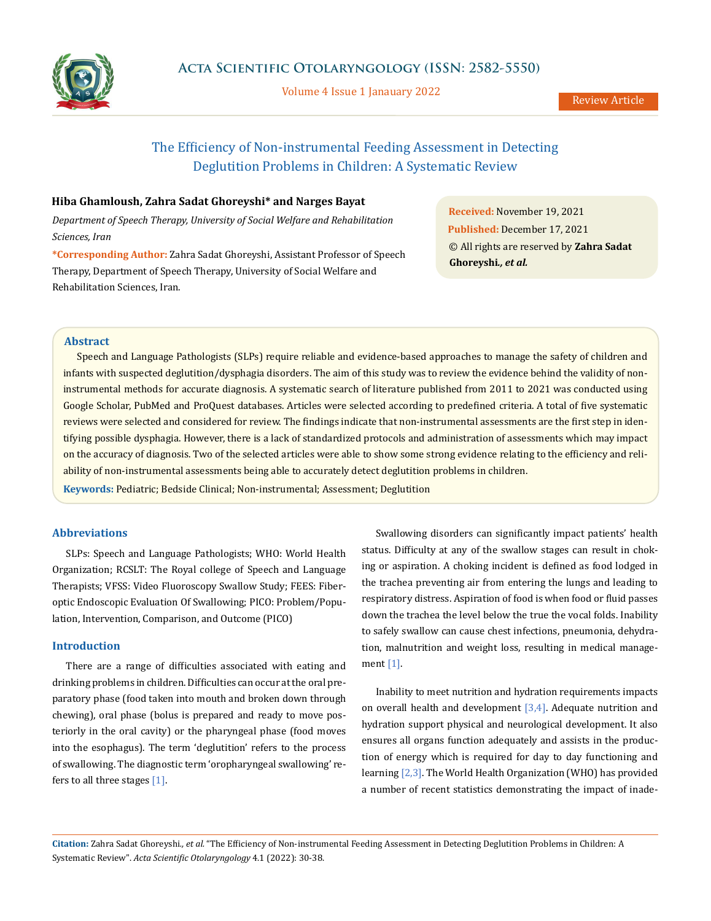# The Efficiency of Non-instrumental Feeding Assessment in Detecting Deglutition Problems in Children: A Systematic Review

**Hiba Ghamloush, Zahra Sadat Ghoreyshi* and Narges Bayat**

*Department of Speech Therapy, University of Social Welfare and Rehabilitation Sciences, Iran*

***Corresponding Author:** Zahra Sadat Ghoreyshi, Assistant Professor of Speech Therapy, Department of Speech Therapy, University of Social Welfare and Rehabilitation Sciences, Iran.

**Received:** November 19, 2021
**Published:** December 17, 2021
© All rights are reserved by **Zahra Sadat Ghoreyshi*., et al.***

## Abstract

Speech and Language Pathologists (SLPs) require reliable and evidence-based approaches to manage the safety of children and infants with suspected deglutition/dysphagia disorders. The aim of this study was to review the evidence behind the validity of non-instrumental methods for accurate diagnosis. A systematic search of literature published from 2011 to 2021 was conducted using Google Scholar, PubMed and ProQuest databases. Articles were selected according to predefined criteria. A total of five systematic reviews were selected and considered for review. The findings indicate that non-instrumental assessments are the first step in identifying possible dysphagia. However, there is a lack of standardized protocols and administration of assessments which may impact on the accuracy of diagnosis. Two of the selected articles were able to show some strong evidence relating to the efficiency and reliability of non-instrumental assessments being able to accurately detect deglutition problems in children.

**Keywords:** Pediatric; Bedside Clinical; Non-instrumental; Assessment; Deglutition

## Abbreviations

SLPs: Speech and Language Pathologists; WHO: World Health Organization; RCSLT: The Royal college of Speech and Language Therapists; VFSS: Video Fluoroscopy Swallow Study; FEES: Fiber-optic Endoscopic Evaluation Of Swallowing; PICO: Problem/Population, Intervention, Comparison, and Outcome (PICO)

## Introduction

There are a range of difficulties associated with eating and drinking problems in children. Difficulties can occur at the oral preparatory phase (food taken into mouth and broken down through chewing), oral phase (bolus is prepared and ready to move posteriorly in the oral cavity) or the pharyngeal phase (food moves into the esophagus). The term 'deglutition' refers to the process of swallowing. The diagnostic term 'oropharyngeal swallowing' refers to all three stages [1].

Swallowing disorders can significantly impact patients' health status. Difficulty at any of the swallow stages can result in choking or aspiration. A choking incident is defined as food lodged in the trachea preventing air from entering the lungs and leading to respiratory distress. Aspiration of food is when food or fluid passes down the trachea the level below the true the vocal folds. Inability to safely swallow can cause chest infections, pneumonia, dehydration, malnutrition and weight loss, resulting in medical management [1].

Inability to meet nutrition and hydration requirements impacts on overall health and development [3,4]. Adequate nutrition and hydration support physical and neurological development. It also ensures all organs function adequately and assists in the production of energy which is required for day to day functioning and learning [2,3]. The World Health Organization (WHO) has provided a number of recent statistics demonstrating the impact of inade-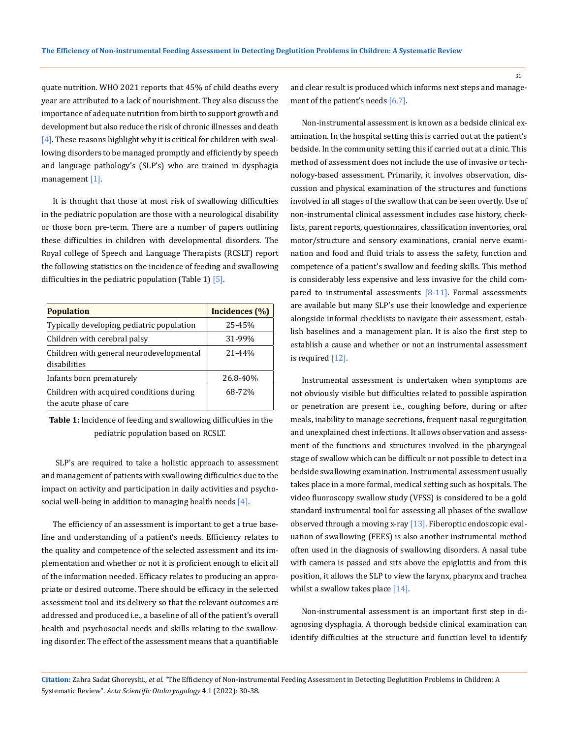quate nutrition. WHO 2021 reports that 45% of child deaths every year are attributed to a lack of nourishment. They also discuss the importance of adequate nutrition from birth to support growth and development but also reduce the risk of chronic illnesses and death [4]. These reasons highlight why it is critical for children with swallowing disorders to be managed promptly and efficiently by speech and language pathology's (SLP's) who are trained in dysphagia management [1].

It is thought that those at most risk of swallowing difficulties in the pediatric population are those with a neurological disability or those born pre-term. There are a number of papers outlining these difficulties in children with developmental disorders. The Royal college of Speech and Language Therapists (RCSLT) report the following statistics on the incidence of feeding and swallowing difficulties in the pediatric population (Table 1) [5].

| Population | Incidences (%) |
|---|---|
| Typically developing pediatric population | 25-45% |
| Children with cerebral palsy | 31-99% |
| Children with general neurodevelopmental disabilities | 21-44% |
| Infants born prematurely | 26.8-40% |
| Children with acquired conditions during the acute phase of care | 68-72% |

**Table 1:** Incidence of feeding and swallowing difficulties in the pediatric population based on RCSLT.

SLP's are required to take a holistic approach to assessment and management of patients with swallowing difficulties due to the impact on activity and participation in daily activities and psychosocial well-being in addition to managing health needs [4].

The efficiency of an assessment is important to get a true baseline and understanding of a patient's needs. Efficiency relates to the quality and competence of the selected assessment and its implementation and whether or not it is proficient enough to elicit all of the information needed. Efficacy relates to producing an appropriate or desired outcome. There should be efficacy in the selected assessment tool and its delivery so that the relevant outcomes are addressed and produced i.e., a baseline of all of the patient's overall health and psychosocial needs and skills relating to the swallowing disorder. The effect of the assessment means that a quantifiable and clear result is produced which informs next steps and management of the patient's needs [6,7].

Non-instrumental assessment is known as a bedside clinical examination. In the hospital setting this is carried out at the patient's bedside. In the community setting this if carried out at a clinic. This method of assessment does not include the use of invasive or technology-based assessment. Primarily, it involves observation, discussion and physical examination of the structures and functions involved in all stages of the swallow that can be seen overtly. Use of non-instrumental clinical assessment includes case history, checklists, parent reports, questionnaires, classification inventories, oral motor/structure and sensory examinations, cranial nerve examination and food and fluid trials to assess the safety, function and competence of a patient's swallow and feeding skills. This method is considerably less expensive and less invasive for the child compared to instrumental assessments [8-11]. Formal assessments are available but many SLP's use their knowledge and experience alongside informal checklists to navigate their assessment, establish baselines and a management plan. It is also the first step to establish a cause and whether or not an instrumental assessment is required [12].

Instrumental assessment is undertaken when symptoms are not obviously visible but difficulties related to possible aspiration or penetration are present i.e., coughing before, during or after meals, inability to manage secretions, frequent nasal regurgitation and unexplained chest infections. It allows observation and assessment of the functions and structures involved in the pharyngeal stage of swallow which can be difficult or not possible to detect in a bedside swallowing examination. Instrumental assessment usually takes place in a more formal, medical setting such as hospitals. The video fluoroscopy swallow study (VFSS) is considered to be a gold standard instrumental tool for assessing all phases of the swallow observed through a moving x-ray [13]. Fiberoptic endoscopic evaluation of swallowing (FEES) is also another instrumental method often used in the diagnosis of swallowing disorders. A nasal tube with camera is passed and sits above the epiglottis and from this position, it allows the SLP to view the larynx, pharynx and trachea whilst a swallow takes place [14].

Non-instrumental assessment is an important first step in diagnosing dysphagia. A thorough bedside clinical examination can identify difficulties at the structure and function level to identify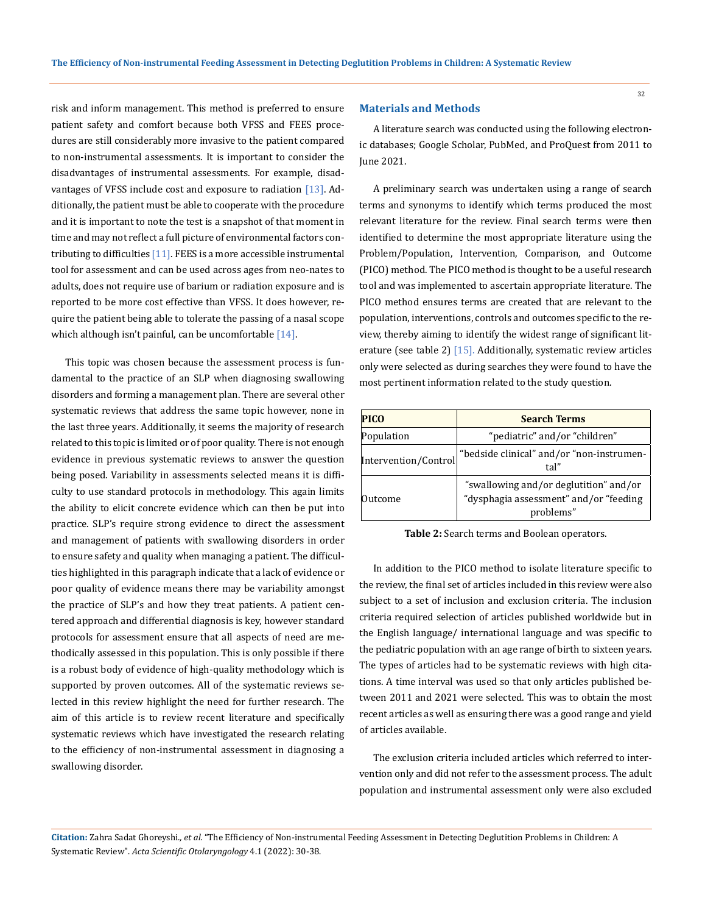risk and inform management. This method is preferred to ensure patient safety and comfort because both VFSS and FEES procedures are still considerably more invasive to the patient compared to non-instrumental assessments. It is important to consider the disadvantages of instrumental assessments. For example, disadvantages of VFSS include cost and exposure to radiation [13]. Additionally, the patient must be able to cooperate with the procedure and it is important to note the test is a snapshot of that moment in time and may not reflect a full picture of environmental factors contributing to difficulties [11]. FEES is a more accessible instrumental tool for assessment and can be used across ages from neo-nates to adults, does not require use of barium or radiation exposure and is reported to be more cost effective than VFSS. It does however, require the patient being able to tolerate the passing of a nasal scope which although isn't painful, can be uncomfortable [14].

This topic was chosen because the assessment process is fundamental to the practice of an SLP when diagnosing swallowing disorders and forming a management plan. There are several other systematic reviews that address the same topic however, none in the last three years. Additionally, it seems the majority of research related to this topic is limited or of poor quality. There is not enough evidence in previous systematic reviews to answer the question being posed. Variability in assessments selected means it is difficulty to use standard protocols in methodology. This again limits the ability to elicit concrete evidence which can then be put into practice. SLP's require strong evidence to direct the assessment and management of patients with swallowing disorders in order to ensure safety and quality when managing a patient. The difficulties highlighted in this paragraph indicate that a lack of evidence or poor quality of evidence means there may be variability amongst the practice of SLP's and how they treat patients. A patient centered approach and differential diagnosis is key, however standard protocols for assessment ensure that all aspects of need are methodically assessed in this population. This is only possible if there is a robust body of evidence of high-quality methodology which is supported by proven outcomes. All of the systematic reviews selected in this review highlight the need for further research. The aim of this article is to review recent literature and specifically systematic reviews which have investigated the research relating to the efficiency of non-instrumental assessment in diagnosing a swallowing disorder.

## Materials and Methods

A literature search was conducted using the following electronic databases; Google Scholar, PubMed, and ProQuest from 2011 to June 2021.

A preliminary search was undertaken using a range of search terms and synonyms to identify which terms produced the most relevant literature for the review. Final search terms were then identified to determine the most appropriate literature using the Problem/Population, Intervention, Comparison, and Outcome (PICO) method. The PICO method is thought to be a useful research tool and was implemented to ascertain appropriate literature. The PICO method ensures terms are created that are relevant to the population, interventions, controls and outcomes specific to the review, thereby aiming to identify the widest range of significant literature (see table 2) [15]. Additionally, systematic review articles only were selected as during searches they were found to have the most pertinent information related to the study question.

| PICO | Search Terms |
| --- | --- |
| Population | "pediatric" and/or "children" |
| Intervention/Control | "bedside clinical" and/or "non-instrumental" |
| Outcome | "swallowing and/or deglutition" and/or "dysphagia assessment" and/or "feeding problems" |

**Table 2:** Search terms and Boolean operators.

In addition to the PICO method to isolate literature specific to the review, the final set of articles included in this review were also subject to a set of inclusion and exclusion criteria. The inclusion criteria required selection of articles published worldwide but in the English language/ international language and was specific to the pediatric population with an age range of birth to sixteen years. The types of articles had to be systematic reviews with high citations. A time interval was used so that only articles published between 2011 and 2021 were selected. This was to obtain the most recent articles as well as ensuring there was a good range and yield of articles available.

The exclusion criteria included articles which referred to intervention only and did not refer to the assessment process. The adult population and instrumental assessment only were also excluded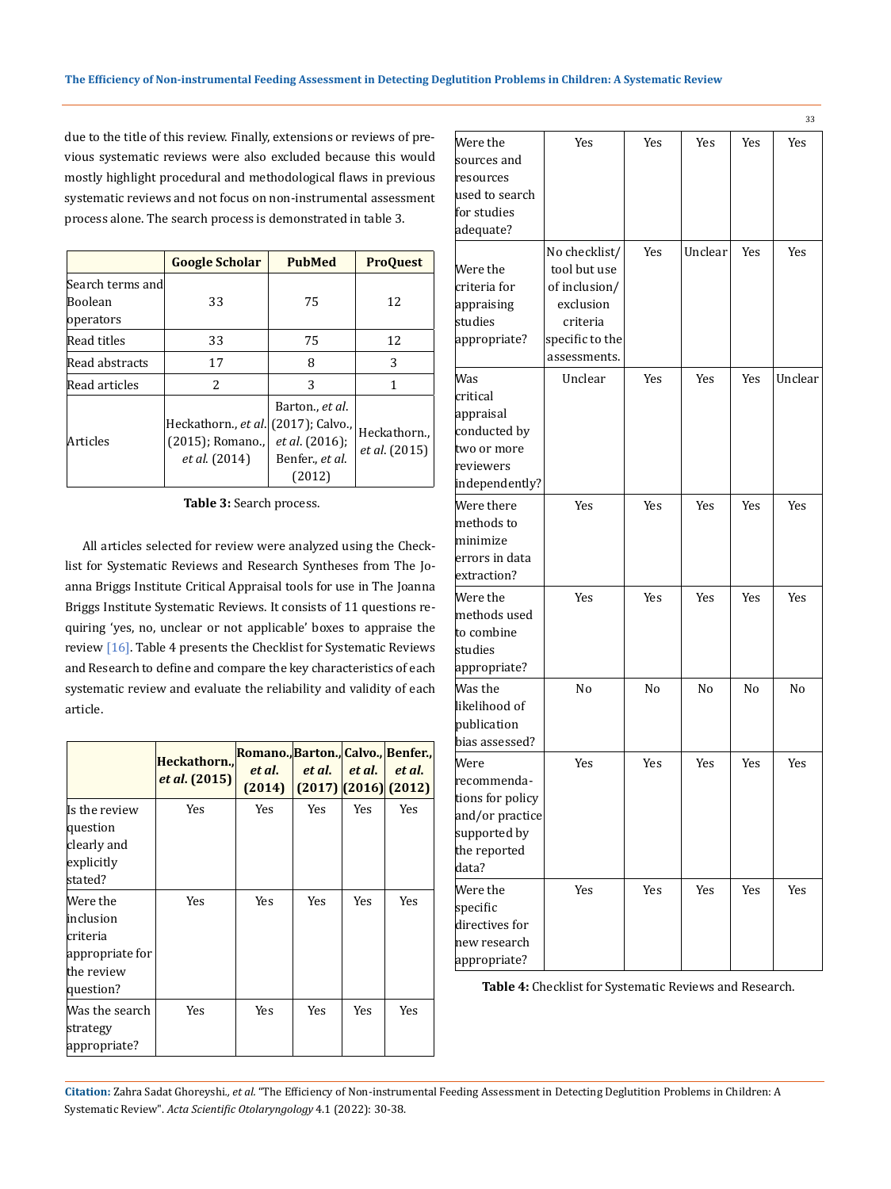due to the title of this review. Finally, extensions or reviews of previous systematic reviews were also excluded because this would mostly highlight procedural and methodological flaws in previous systematic reviews and not focus on non-instrumental assessment process alone. The search process is demonstrated in table 3.

| | Google Scholar | PubMed | ProQuest |
|---|---|---|---|
| Search terms and Boolean operators | 33 | 75 | 12 |
| Read titles | 33 | 75 | 12 |
| Read abstracts | 17 | 8 | 3 |
| Read articles | 2 | 3 | 1 |
| Articles | Heckathorn., *et al.* (2015); Romano., *et al.* (2014) | Barton., *et al.* (2017); Calvo., *et al.* (2016); Benfer., *et al.* (2012) | Heckathorn., *et al.* (2015) |

**Table 3:** Search process.

All articles selected for review were analyzed using the Checklist for Systematic Reviews and Research Syntheses from The Joanna Briggs Institute Critical Appraisal tools for use in The Joanna Briggs Institute Systematic Reviews. It consists of 11 questions requiring 'yes, no, unclear or not applicable' boxes to appraise the review [16]. Table 4 presents the Checklist for Systematic Reviews and Research to define and compare the key characteristics of each systematic review and evaluate the reliability and validity of each article.

| | Heckathorn., *et al.* (2015) | Romano., *et al.* (2014) | Barton., *et al.* (2017) | Calvo., *et al.* (2016) | Benfer., *et al.* (2012) |
|---|---|---|---|---|---|
| Is the review question clearly and explicitly stated? | Yes | Yes | Yes | Yes | Yes |
| Were the inclusion criteria appropriate for the review question? | Yes | Yes | Yes | Yes | Yes |
| Was the search strategy appropriate? | Yes | Yes | Yes | Yes | Yes |
| Were the sources and resources used to search for studies adequate? | Yes | Yes | Yes | Yes | Yes |
| Were the criteria for appraising studies appropriate? | No checklist/ tool but use of inclusion/ exclusion criteria specific to the assessments. | Yes | Unclear | Yes | Yes |
| Was critical appraisal conducted by two or more reviewers independently? | Unclear | Yes | Yes | Yes | Unclear |
| Were there methods to minimize errors in data extraction? | Yes | Yes | Yes | Yes | Yes |
| Were the methods used to combine studies appropriate? | Yes | Yes | Yes | Yes | Yes |
| Was the likelihood of publication bias assessed? | No | No | No | No | No |
| Were recommendations for policy and/or practice supported by the reported data? | Yes | Yes | Yes | Yes | Yes |
| Were the specific directives for new research appropriate? | Yes | Yes | Yes | Yes | Yes |

**Table 4:** Checklist for Systematic Reviews and Research.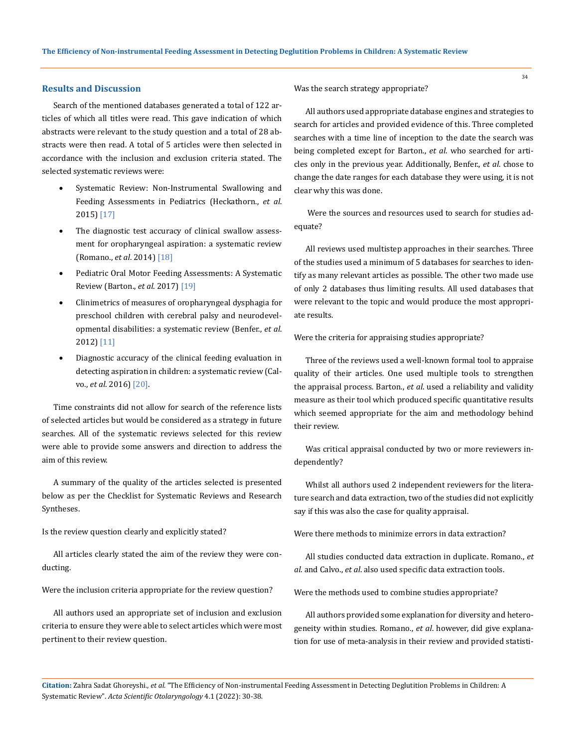## Results and Discussion

Search of the mentioned databases generated a total of 122 articles of which all titles were read. This gave indication of which abstracts were relevant to the study question and a total of 28 abstracts were then read. A total of 5 articles were then selected in accordance with the inclusion and exclusion criteria stated. The selected systematic reviews were:

- Systematic Review: Non-Instrumental Swallowing and Feeding Assessments in Pediatrics (Heckathorn., *et al*. 2015) [17]
- The diagnostic test accuracy of clinical swallow assessment for oropharyngeal aspiration: a systematic review (Romano., *et al*. 2014) [18]
- Pediatric Oral Motor Feeding Assessments: A Systematic Review (Barton., *et al.* 2017) [19]
- Clinimetrics of measures of oropharyngeal dysphagia for preschool children with cerebral palsy and neurodevelopmental disabilities: a systematic review (Benfer., *et al*. 2012) [11]
- Diagnostic accuracy of the clinical feeding evaluation in detecting aspiration in children: a systematic review (Calvo., *et al*. 2016) [20].

Time constraints did not allow for search of the reference lists of selected articles but would be considered as a strategy in future searches. All of the systematic reviews selected for this review were able to provide some answers and direction to address the aim of this review.

A summary of the quality of the articles selected is presented below as per the Checklist for Systematic Reviews and Research Syntheses.

Is the review question clearly and explicitly stated?

All articles clearly stated the aim of the review they were conducting.

Were the inclusion criteria appropriate for the review question?

All authors used an appropriate set of inclusion and exclusion criteria to ensure they were able to select articles which were most pertinent to their review question.

Was the search strategy appropriate?

All authors used appropriate database engines and strategies to search for articles and provided evidence of this. Three completed searches with a time line of inception to the date the search was being completed except for Barton., *et al.* who searched for articles only in the previous year. Additionally, Benfer., *et al*. chose to change the date ranges for each database they were using, it is not clear why this was done.

Were the sources and resources used to search for studies adequate?

All reviews used multistep approaches in their searches. Three of the studies used a minimum of 5 databases for searches to identify as many relevant articles as possible. The other two made use of only 2 databases thus limiting results. All used databases that were relevant to the topic and would produce the most appropriate results.

Were the criteria for appraising studies appropriate?

Three of the reviews used a well-known formal tool to appraise quality of their articles. One used multiple tools to strengthen the appraisal process. Barton., *et al*. used a reliability and validity measure as their tool which produced specific quantitative results which seemed appropriate for the aim and methodology behind their review.

Was critical appraisal conducted by two or more reviewers independently?

Whilst all authors used 2 independent reviewers for the literature search and data extraction, two of the studies did not explicitly say if this was also the case for quality appraisal.

Were there methods to minimize errors in data extraction?

All studies conducted data extraction in duplicate. Romano., *et al*. and Calvo., *et al*. also used specific data extraction tools.

Were the methods used to combine studies appropriate?

All authors provided some explanation for diversity and heterogeneity within studies. Romano., *et al*. however, did give explanation for use of meta-analysis in their review and provided statisti-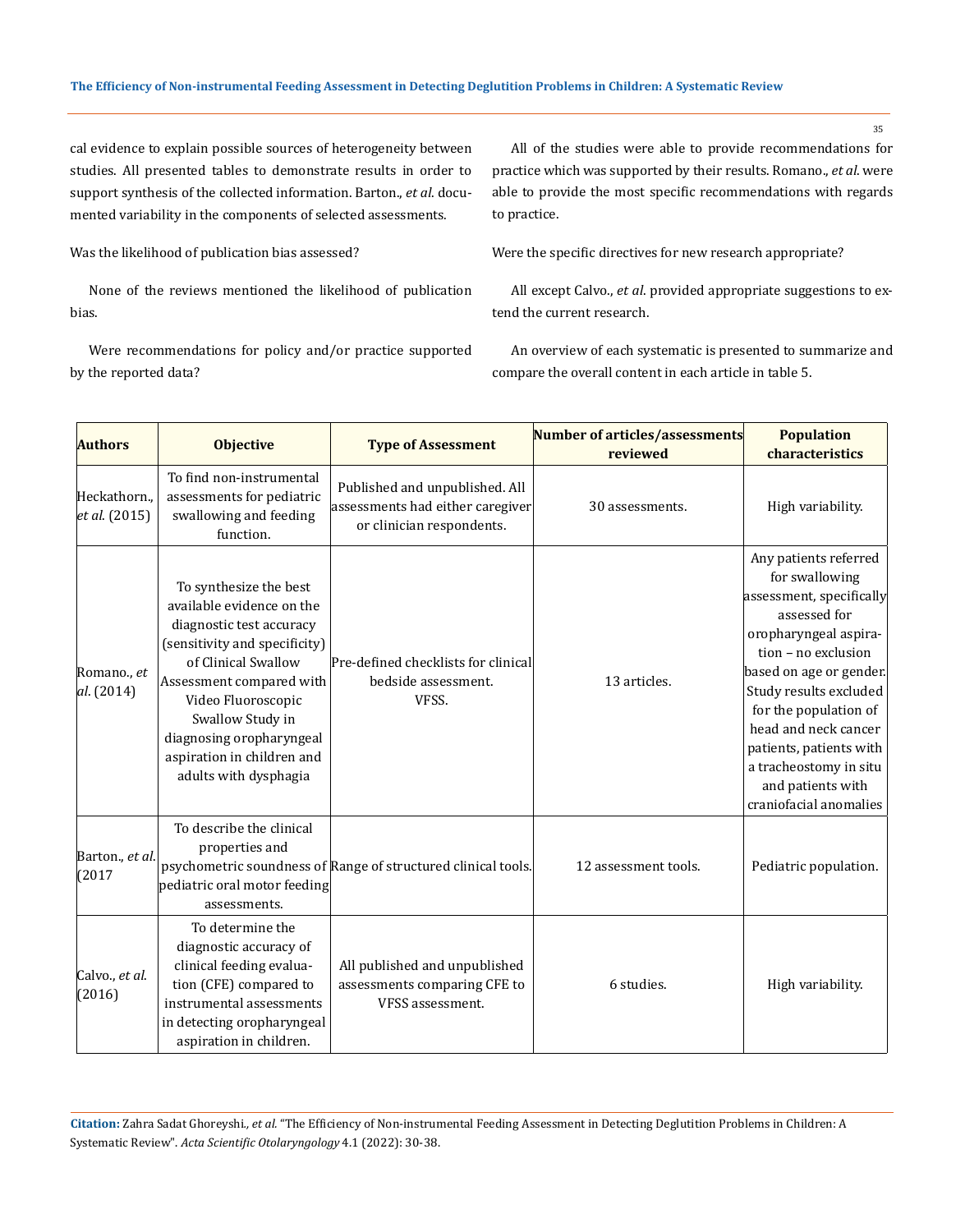cal evidence to explain possible sources of heterogeneity between studies. All presented tables to demonstrate results in order to support synthesis of the collected information. Barton., *et al*. documented variability in the components of selected assessments.

Was the likelihood of publication bias assessed?

None of the reviews mentioned the likelihood of publication bias.

Were recommendations for policy and/or practice supported by the reported data?

All of the studies were able to provide recommendations for practice which was supported by their results. Romano., *et al*. were able to provide the most specific recommendations with regards to practice.

Were the specific directives for new research appropriate?

All except Calvo., *et al*. provided appropriate suggestions to extend the current research.

An overview of each systematic is presented to summarize and compare the overall content in each article in table 5.

| Authors | Objective | Type of Assessment | Number of articles/assessments reviewed | Population characteristics |
|---|---|---|---|---|
| Heckathorn., *et al*. (2015) | To find non-instrumental assessments for pediatric swallowing and feeding function. | Published and unpublished. All assessments had either caregiver or clinician respondents. | 30 assessments. | High variability. |
| Romano., *et al*. (2014) | To synthesize the best available evidence on the diagnostic test accuracy (sensitivity and specificity) of Clinical Swallow Assessment compared with Video Fluoroscopic Swallow Study in diagnosing oropharyngeal aspiration in children and adults with dysphagia | Pre-defined checklists for clinical bedside assessment. VFSS. | 13 articles. | Any patients referred for swallowing assessment, specifically assessed for oropharyngeal aspiration – no exclusion based on age or gender. Study results excluded for the population of head and neck cancer patients, patients with a tracheostomy in situ and patients with craniofacial anomalies |
| Barton., *et al*. (2017 | To describe the clinical properties and psychometric soundness of pediatric oral motor feeding assessments. | Range of structured clinical tools. | 12 assessment tools. | Pediatric population. |
| Calvo., *et al*. (2016) | To determine the diagnostic accuracy of clinical feeding evaluation (CFE) compared to instrumental assessments in detecting oropharyngeal aspiration in children. | All published and unpublished assessments comparing CFE to VFSS assessment. | 6 studies. | High variability. |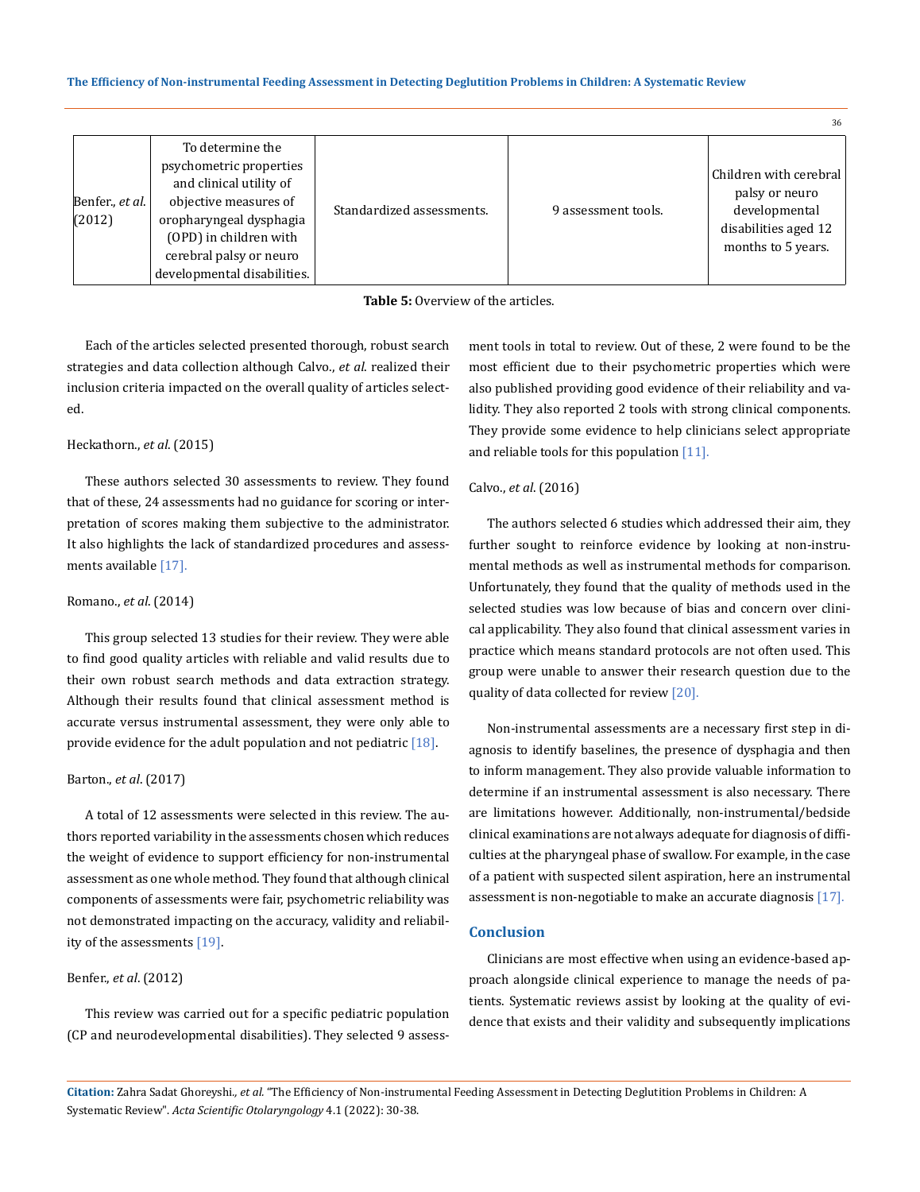| Benfer., *et al.* (2012) | To determine the psychometric properties and clinical utility of objective measures of oropharyngeal dysphagia (OPD) in children with cerebral palsy or neuro developmental disabilities. | Standardized assessments. | 9 assessment tools. | Children with cerebral palsy or neuro developmental disabilities aged 12 months to 5 years. |
|---|---|---|---|---|

**Table 5:** Overview of the articles.

Each of the articles selected presented thorough, robust search strategies and data collection although Calvo., *et al*. realized their inclusion criteria impacted on the overall quality of articles selected.

Heckathorn., *et al*. (2015)

These authors selected 30 assessments to review. They found that of these, 24 assessments had no guidance for scoring or interpretation of scores making them subjective to the administrator. It also highlights the lack of standardized procedures and assessments available [17].

Romano., *et al*. (2014)

This group selected 13 studies for their review. They were able to find good quality articles with reliable and valid results due to their own robust search methods and data extraction strategy. Although their results found that clinical assessment method is accurate versus instrumental assessment, they were only able to provide evidence for the adult population and not pediatric [18].

Barton., *et al*. (2017)

A total of 12 assessments were selected in this review. The authors reported variability in the assessments chosen which reduces the weight of evidence to support efficiency for non-instrumental assessment as one whole method. They found that although clinical components of assessments were fair, psychometric reliability was not demonstrated impacting on the accuracy, validity and reliability of the assessments [19].

Benfer., *et al*. (2012)

This review was carried out for a specific pediatric population (CP and neurodevelopmental disabilities). They selected 9 assessment tools in total to review. Out of these, 2 were found to be the most efficient due to their psychometric properties which were also published providing good evidence of their reliability and validity. They also reported 2 tools with strong clinical components. They provide some evidence to help clinicians select appropriate and reliable tools for this population [11].

Calvo., *et al*. (2016)

The authors selected 6 studies which addressed their aim, they further sought to reinforce evidence by looking at non-instrumental methods as well as instrumental methods for comparison. Unfortunately, they found that the quality of methods used in the selected studies was low because of bias and concern over clinical applicability. They also found that clinical assessment varies in practice which means standard protocols are not often used. This group were unable to answer their research question due to the quality of data collected for review [20].

Non-instrumental assessments are a necessary first step in diagnosis to identify baselines, the presence of dysphagia and then to inform management. They also provide valuable information to determine if an instrumental assessment is also necessary. There are limitations however. Additionally, non-instrumental/bedside clinical examinations are not always adequate for diagnosis of difficulties at the pharyngeal phase of swallow. For example, in the case of a patient with suspected silent aspiration, here an instrumental assessment is non-negotiable to make an accurate diagnosis [17].

## Conclusion

Clinicians are most effective when using an evidence-based approach alongside clinical experience to manage the needs of patients. Systematic reviews assist by looking at the quality of evidence that exists and their validity and subsequently implications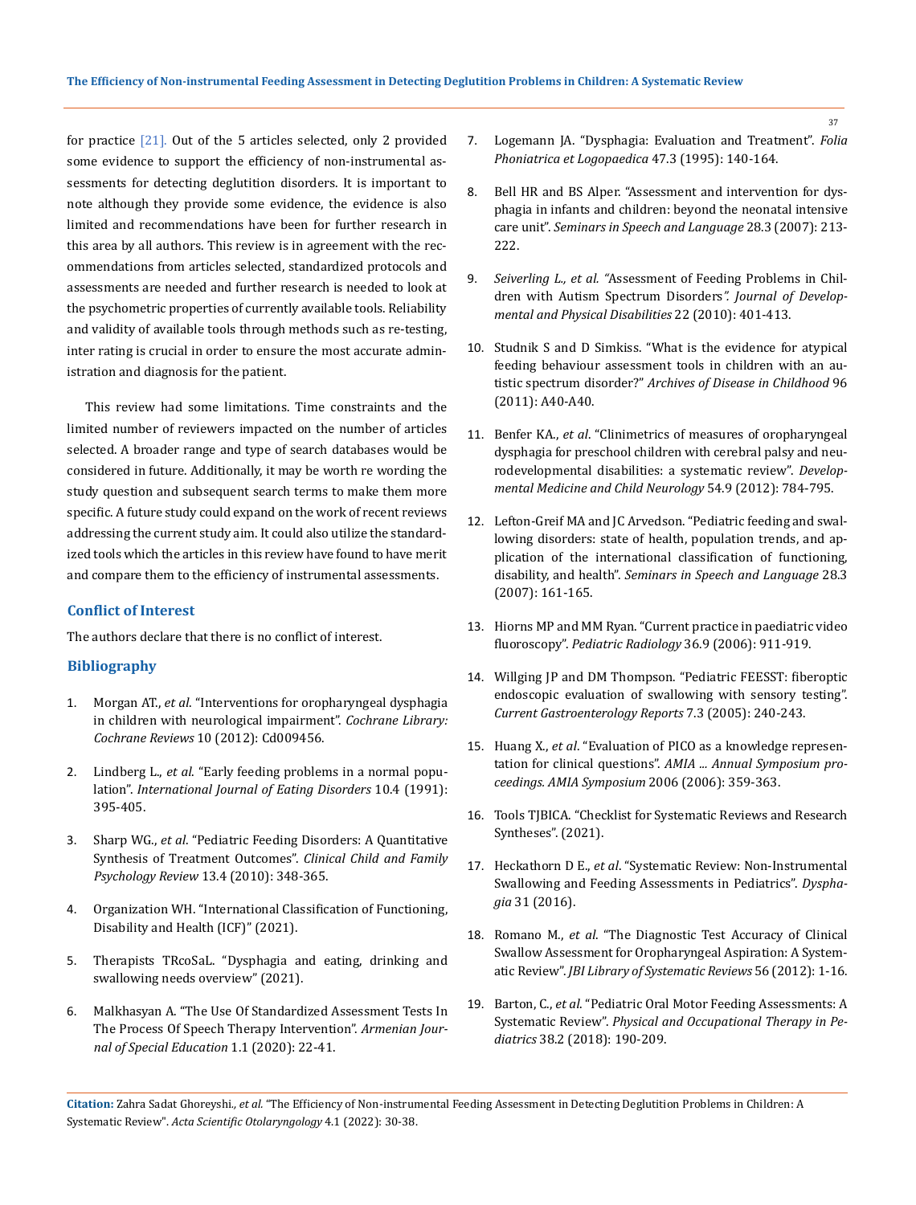for practice [21]. Out of the 5 articles selected, only 2 provided some evidence to support the efficiency of non-instrumental assessments for detecting deglutition disorders. It is important to note although they provide some evidence, the evidence is also limited and recommendations have been for further research in this area by all authors. This review is in agreement with the recommendations from articles selected, standardized protocols and assessments are needed and further research is needed to look at the psychometric properties of currently available tools. Reliability and validity of available tools through methods such as re-testing, inter rating is crucial in order to ensure the most accurate administration and diagnosis for the patient.

This review had some limitations. Time constraints and the limited number of reviewers impacted on the number of articles selected. A broader range and type of search databases would be considered in future. Additionally, it may be worth re wording the study question and subsequent search terms to make them more specific. A future study could expand on the work of recent reviews addressing the current study aim. It could also utilize the standardized tools which the articles in this review have found to have merit and compare them to the efficiency of instrumental assessments.

## Conflict of Interest

The authors declare that there is no conflict of interest.

## Bibliography

1. Morgan AT., *et al*. "Interventions for oropharyngeal dysphagia in children with neurological impairment". *Cochrane Library: Cochrane Reviews* 10 (2012): Cd009456.
2. Lindberg L., *et al*. "Early feeding problems in a normal population". *International Journal of Eating Disorders* 10.4 (1991): 395-405.
3. Sharp WG., *et al*. "Pediatric Feeding Disorders: A Quantitative Synthesis of Treatment Outcomes". *Clinical Child and Family Psychology Review* 13.4 (2010): 348-365.
4. Organization WH. "International Classification of Functioning, Disability and Health (ICF)" (2021).
5. Therapists TRcoSaL. "Dysphagia and eating, drinking and swallowing needs overview" (2021).
6. Malkhasyan A. "The Use Of Standardized Assessment Tests In The Process Of Speech Therapy Intervention". *Armenian Journal of Special Education* 1.1 (2020): 22-41.
7. Logemann JA. "Dysphagia: Evaluation and Treatment". *Folia Phoniatrica et Logopaedica* 47.3 (1995): 140-164.
8. Bell HR and BS Alper. "Assessment and intervention for dysphagia in infants and children: beyond the neonatal intensive care unit". *Seminars in Speech and Language* 28.3 (2007): 213-222.
9. *Seiverling L., et al.* "Assessment of Feeding Problems in Children with Autism Spectrum Disorders". *Journal of Developmental and Physical Disabilities* 22 (2010): 401-413.
10. Studnik S and D Simkiss. "What is the evidence for atypical feeding behaviour assessment tools in children with an autistic spectrum disorder?" *Archives of Disease in Childhood* 96 (2011): A40-A40.
11. Benfer KA., *et al*. "Clinimetrics of measures of oropharyngeal dysphagia for preschool children with cerebral palsy and neurodevelopmental disabilities: a systematic review". *Developmental Medicine and Child Neurology* 54.9 (2012): 784-795.
12. Lefton-Greif MA and JC Arvedson. "Pediatric feeding and swallowing disorders: state of health, population trends, and application of the international classification of functioning, disability, and health". *Seminars in Speech and Language* 28.3 (2007): 161-165.
13. Hiorns MP and MM Ryan. "Current practice in paediatric video fluoroscopy". *Pediatric Radiology* 36.9 (2006): 911-919.
14. Willging JP and DM Thompson. "Pediatric FEESST: fiberoptic endoscopic evaluation of swallowing with sensory testing". *Current Gastroenterology Reports* 7.3 (2005): 240-243.
15. Huang X., *et al*. "Evaluation of PICO as a knowledge representation for clinical questions". *AMIA ... Annual Symposium proceedings. AMIA Symposium* 2006 (2006): 359-363.
16. Tools TJBICA. "Checklist for Systematic Reviews and Research Syntheses". (2021).
17. Heckathorn D E., *et al*. "Systematic Review: Non-Instrumental Swallowing and Feeding Assessments in Pediatrics". *Dysphagia* 31 (2016).
18. Romano M., *et al*. "The Diagnostic Test Accuracy of Clinical Swallow Assessment for Oropharyngeal Aspiration: A Systematic Review". *JBI Library of Systematic Reviews* 56 (2012): 1-16.
19. Barton, C., *et al*. "Pediatric Oral Motor Feeding Assessments: A Systematic Review". *Physical and Occupational Therapy in Pediatrics* 38.2 (2018): 190-209.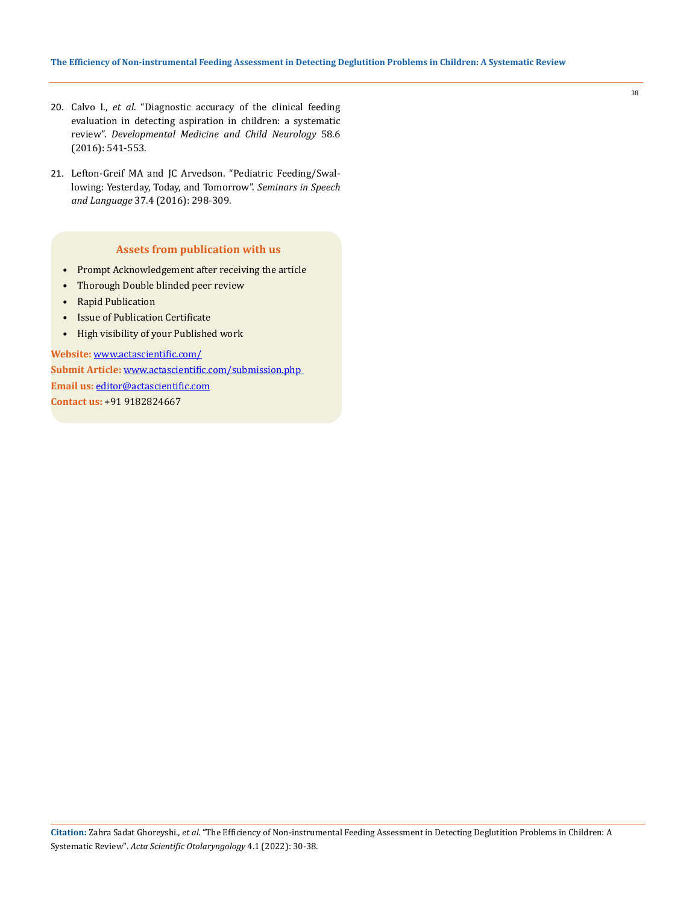20. Calvo I., *et al*. "Diagnostic accuracy of the clinical feeding evaluation in detecting aspiration in children: a systematic review". *Developmental Medicine and Child Neurology* 58.6 (2016): 541-553.

21. Lefton-Greif MA and JC Arvedson. "Pediatric Feeding/Swallowing: Yesterday, Today, and Tomorrow". *Seminars in Speech and Language* 37.4 (2016): 298-309.

**Assets from publication with us**

- Prompt Acknowledgement after receiving the article
- Thorough Double blinded peer review
- Rapid Publication
- Issue of Publication Certificate
- High visibility of your Published work

**Website:** www.actascientific.com/

**Submit Article:** www.actascientific.com/submission.php

**Email us:** editor@actascientific.com

**Contact us:** +91 9182824667